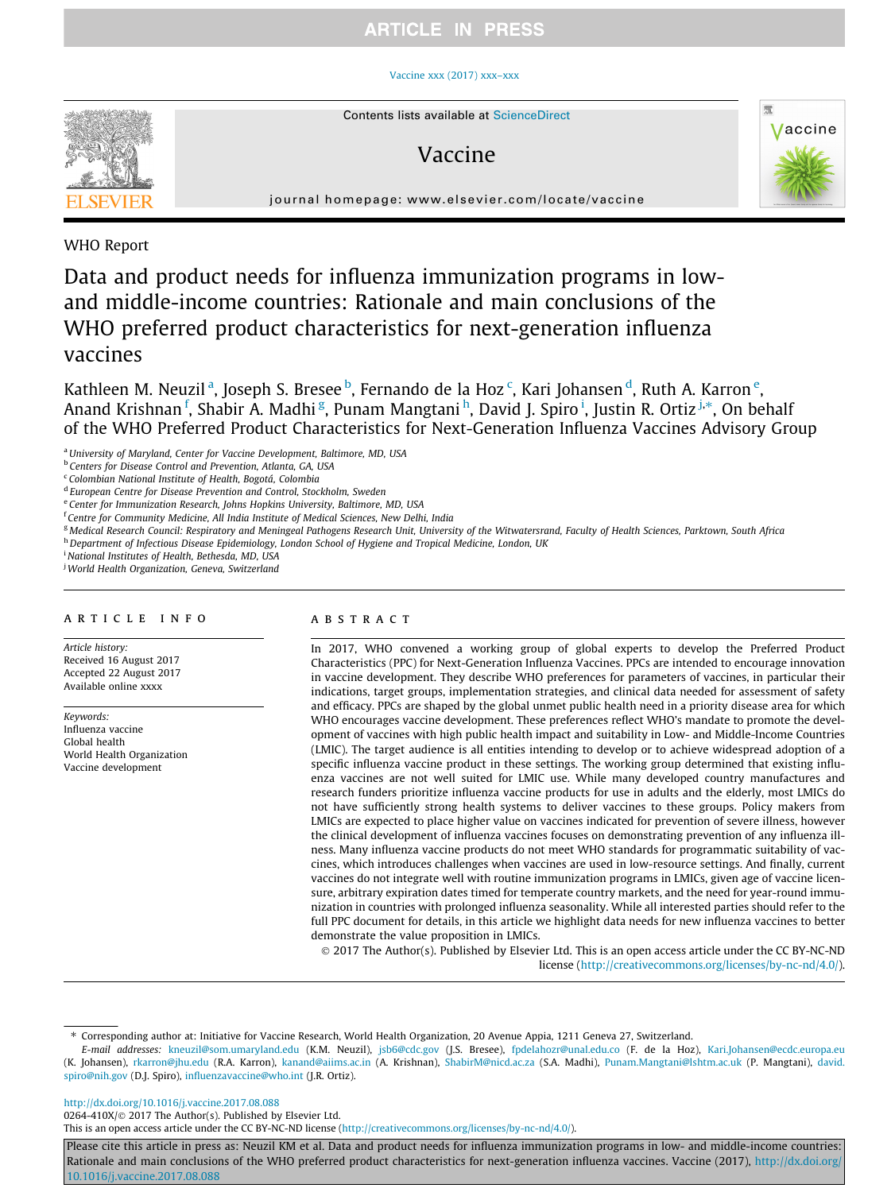WHO Report

# Data and product needs for influenza immunization programs in low- and middle-income countries: Rationale and main conclusions of the WHO preferred product characteristics for next-generation influenza vaccines

Kathleen M. Neuzil [a], Joseph S. Bresee [b], Fernando de la Hoz [c], Kari Johansen [d], Ruth A. Karron [e], Anand Krishnan [f], Shabir A. Madhi [g], Punam Mangtani [h], David J. Spiro [i], Justin R. Ortiz [j,*], On behalf of the WHO Preferred Product Characteristics for Next-Generation Influenza Vaccines Advisory Group

[a] University of Maryland, Center for Vaccine Development, Baltimore, MD, USA
[b] Centers for Disease Control and Prevention, Atlanta, GA, USA
[c] Colombian National Institute of Health, Bogotá, Colombia
[d] European Centre for Disease Prevention and Control, Stockholm, Sweden
[e] Center for Immunization Research, Johns Hopkins University, Baltimore, MD, USA
[f] Centre for Community Medicine, All India Institute of Medical Sciences, New Delhi, India
[g] Medical Research Council: Respiratory and Meningeal Pathogens Research Unit, University of the Witwatersrand, Faculty of Health Sciences, Parktown, South Africa
[h] Department of Infectious Disease Epidemiology, London School of Hygiene and Tropical Medicine, London, UK
[i] National Institutes of Health, Bethesda, MD, USA
[j] World Health Organization, Geneva, Switzerland

## ARTICLE INFO

*Article history:*
Received 16 August 2017
Accepted 22 August 2017
Available online xxxx

*Keywords:*
Influenza vaccine
Global health
World Health Organization
Vaccine development

## ABSTRACT

In 2017, WHO convened a working group of global experts to develop the Preferred Product Characteristics (PPC) for Next-Generation Influenza Vaccines. PPCs are intended to encourage innovation in vaccine development. They describe WHO preferences for parameters of vaccines, in particular their indications, target groups, implementation strategies, and clinical data needed for assessment of safety and efficacy. PPCs are shaped by the global unmet public health need in a priority disease area for which WHO encourages vaccine development. These preferences reflect WHO's mandate to promote the development of vaccines with high public health impact and suitability in Low- and Middle-Income Countries (LMIC). The target audience is all entities intending to develop or to achieve widespread adoption of a specific influenza vaccine product in these settings. The working group determined that existing influenza vaccines are not well suited for LMIC use. While many developed country manufactures and research funders prioritize influenza vaccine products for use in adults and the elderly, most LMICs do not have sufficiently strong health systems to deliver vaccines to these groups. Policy makers from LMICs are expected to place higher value on vaccines indicated for prevention of severe illness, however the clinical development of influenza vaccines focuses on demonstrating prevention of any influenza illness. Many influenza vaccine products do not meet WHO standards for programmatic suitability of vaccines, which introduces challenges when vaccines are used in low-resource settings. And finally, current vaccines do not integrate well with routine immunization programs in LMICs, given age of vaccine licensure, arbitrary expiration dates timed for temperate country markets, and the need for year-round immunization in countries with prolonged influenza seasonality. While all interested parties should refer to the full PPC document for details, in this article we highlight data needs for new influenza vaccines to better demonstrate the value proposition in LMICs.

© 2017 The Author(s). Published by Elsevier Ltd. This is an open access article under the CC BY-NC-ND license (http://creativecommons.org/licenses/by-nc-nd/4.0/).

---

* Corresponding author at: Initiative for Vaccine Research, World Health Organization, 20 Avenue Appia, 1211 Geneva 27, Switzerland.
*E-mail addresses:* kneuzil@som.umaryland.edu (K.M. Neuzil), jsb6@cdc.gov (J.S. Bresee), fpdelahozr@unal.edu.co (F. de la Hoz), Kari.Johansen@ecdc.europa.eu (K. Johansen), rkarron@jhu.edu (R.A. Karron), kanand@aiims.ac.in (A. Krishnan), ShabirM@nicd.ac.za (S.A. Madhi), Punam.Mangtani@lshtm.ac.uk (P. Mangtani), david.spiro@nih.gov (D.J. Spiro), influenzavaccine@who.int (J.R. Ortiz).

http://dx.doi.org/10.1016/j.vaccine.2017.08.088
0264-410X/© 2017 The Author(s). Published by Elsevier Ltd.
This is an open access article under the CC BY-NC-ND license (http://creativecommons.org/licenses/by-nc-nd/4.0/).

Please cite this article in press as: Neuzil KM et al. Data and product needs for influenza immunization programs in low- and middle-income countries: Rationale and main conclusions of the WHO preferred product characteristics for next-generation influenza vaccines. Vaccine (2017), http://dx.doi.org/10.1016/j.vaccine.2017.08.088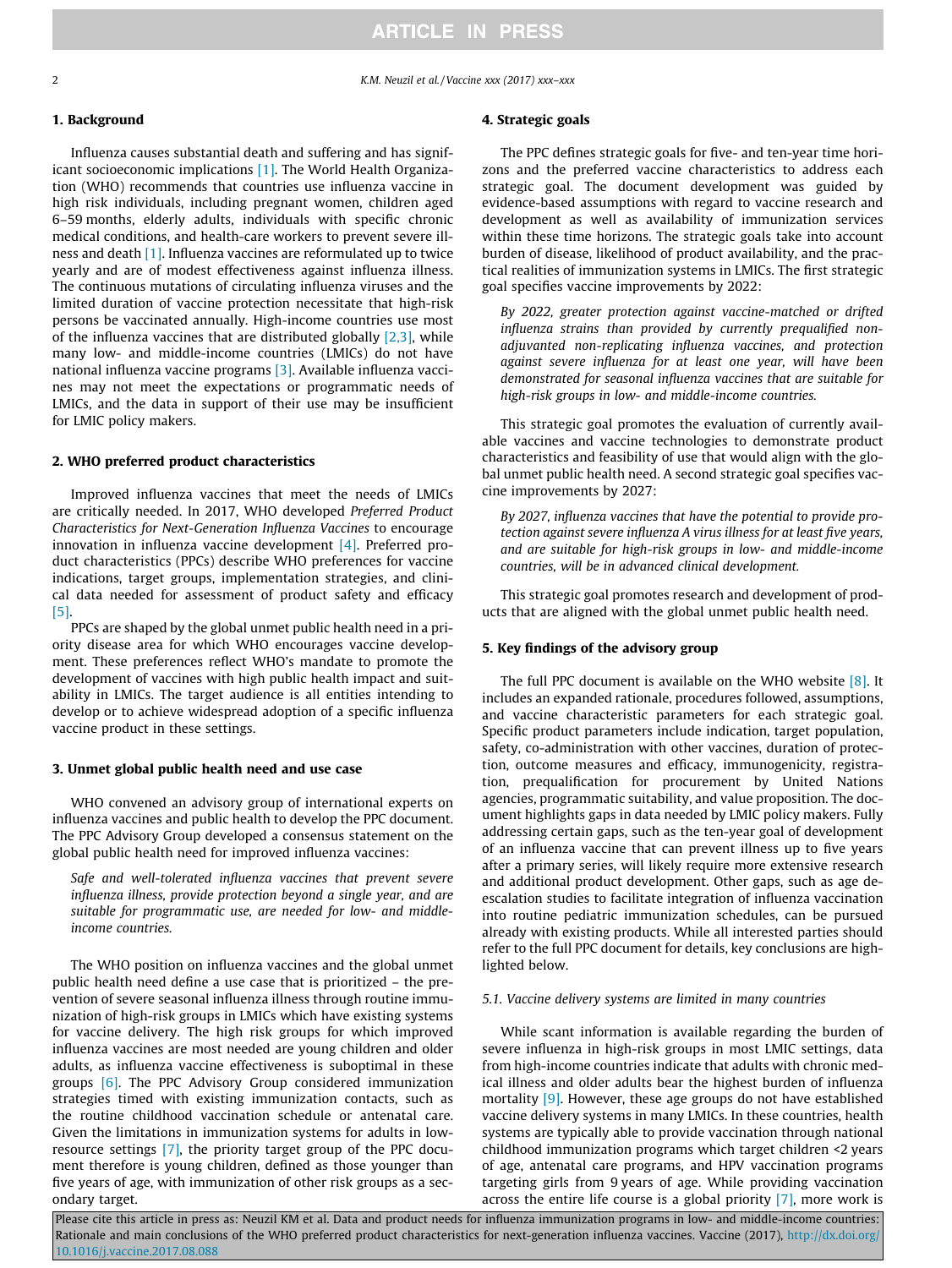## 1. Background

Influenza causes substantial death and suffering and has significant socioeconomic implications [1]. The World Health Organization (WHO) recommends that countries use influenza vaccine in high risk individuals, including pregnant women, children aged 6–59 months, elderly adults, individuals with specific chronic medical conditions, and health-care workers to prevent severe illness and death [1]. Influenza vaccines are reformulated up to twice yearly and are of modest effectiveness against influenza illness. The continuous mutations of circulating influenza viruses and the limited duration of vaccine protection necessitate that high-risk persons be vaccinated annually. High-income countries use most of the influenza vaccines that are distributed globally [2,3], while many low- and middle-income countries (LMICs) do not have national influenza vaccine programs [3]. Available influenza vaccines may not meet the expectations or programmatic needs of LMICs, and the data in support of their use may be insufficient for LMIC policy makers.

## 2. WHO preferred product characteristics

Improved influenza vaccines that meet the needs of LMICs are critically needed. In 2017, WHO developed *Preferred Product Characteristics for Next-Generation Influenza Vaccines* to encourage innovation in influenza vaccine development [4]. Preferred product characteristics (PPCs) describe WHO preferences for vaccine indications, target groups, implementation strategies, and clinical data needed for assessment of product safety and efficacy [5].

PPCs are shaped by the global unmet public health need in a priority disease area for which WHO encourages vaccine development. These preferences reflect WHO's mandate to promote the development of vaccines with high public health impact and suitability in LMICs. The target audience is all entities intending to develop or to achieve widespread adoption of a specific influenza vaccine product in these settings.

## 3. Unmet global public health need and use case

WHO convened an advisory group of international experts on influenza vaccines and public health to develop the PPC document. The PPC Advisory Group developed a consensus statement on the global public health need for improved influenza vaccines:

> *Safe and well-tolerated influenza vaccines that prevent severe influenza illness, provide protection beyond a single year, and are suitable for programmatic use, are needed for low- and middle-income countries.*

The WHO position on influenza vaccines and the global unmet public health need define a use case that is prioritized – the prevention of severe seasonal influenza illness through routine immunization of high-risk groups in LMICs which have existing systems for vaccine delivery. The high risk groups for which improved influenza vaccines are most needed are young children and older adults, as influenza vaccine effectiveness is suboptimal in these groups [6]. The PPC Advisory Group considered immunization strategies timed with existing immunization contacts, such as the routine childhood vaccination schedule or antenatal care. Given the limitations in immunization systems for adults in low-resource settings [7], the priority target group of the PPC document therefore is young children, defined as those younger than five years of age, with immunization of other risk groups as a secondary target.

## 4. Strategic goals

The PPC defines strategic goals for five- and ten-year time horizons and the preferred vaccine characteristics to address each strategic goal. The document development was guided by evidence-based assumptions with regard to vaccine research and development as well as availability of immunization services within these time horizons. The strategic goals take into account burden of disease, likelihood of product availability, and the practical realities of immunization systems in LMICs. The first strategic goal specifies vaccine improvements by 2022:

> *By 2022, greater protection against vaccine-matched or drifted influenza strains than provided by currently prequalified non-adjuvanted non-replicating influenza vaccines, and protection against severe influenza for at least one year, will have been demonstrated for seasonal influenza vaccines that are suitable for high-risk groups in low- and middle-income countries.*

This strategic goal promotes the evaluation of currently available vaccines and vaccine technologies to demonstrate product characteristics and feasibility of use that would align with the global unmet public health need. A second strategic goal specifies vaccine improvements by 2027:

> *By 2027, influenza vaccines that have the potential to provide protection against severe influenza A virus illness for at least five years, and are suitable for high-risk groups in low- and middle-income countries, will be in advanced clinical development.*

This strategic goal promotes research and development of products that are aligned with the global unmet public health need.

## 5. Key findings of the advisory group

The full PPC document is available on the WHO website [8]. It includes an expanded rationale, procedures followed, assumptions, and vaccine characteristic parameters for each strategic goal. Specific product parameters include indication, target population, safety, co-administration with other vaccines, duration of protection, outcome measures and efficacy, immunogenicity, registration, prequalification for procurement by United Nations agencies, programmatic suitability, and value proposition. The document highlights gaps in data needed by LMIC policy makers. Fully addressing certain gaps, such as the ten-year goal of development of an influenza vaccine that can prevent illness up to five years after a primary series, will likely require more extensive research and additional product development. Other gaps, such as age de-escalation studies to facilitate integration of influenza vaccination into routine pediatric immunization schedules, can be pursued already with existing products. While all interested parties should refer to the full PPC document for details, key conclusions are highlighted below.

### *5.1. Vaccine delivery systems are limited in many countries*

While scant information is available regarding the burden of severe influenza in high-risk groups in most LMIC settings, data from high-income countries indicate that adults with chronic medical illness and older adults bear the highest burden of influenza mortality [9]. However, these age groups do not have established vaccine delivery systems in many LMICs. In these countries, health systems are typically able to provide vaccination through national childhood immunization programs which target children <2 years of age, antenatal care programs, and HPV vaccination programs targeting girls from 9 years of age. While providing vaccination across the entire life course is a global priority [7], more work is

Please cite this article in press as: Neuzil KM et al. Data and product needs for influenza immunization programs in low- and middle-income countries: Rationale and main conclusions of the WHO preferred product characteristics for next-generation influenza vaccines. Vaccine (2017), http://dx.doi.org/10.1016/j.vaccine.2017.08.088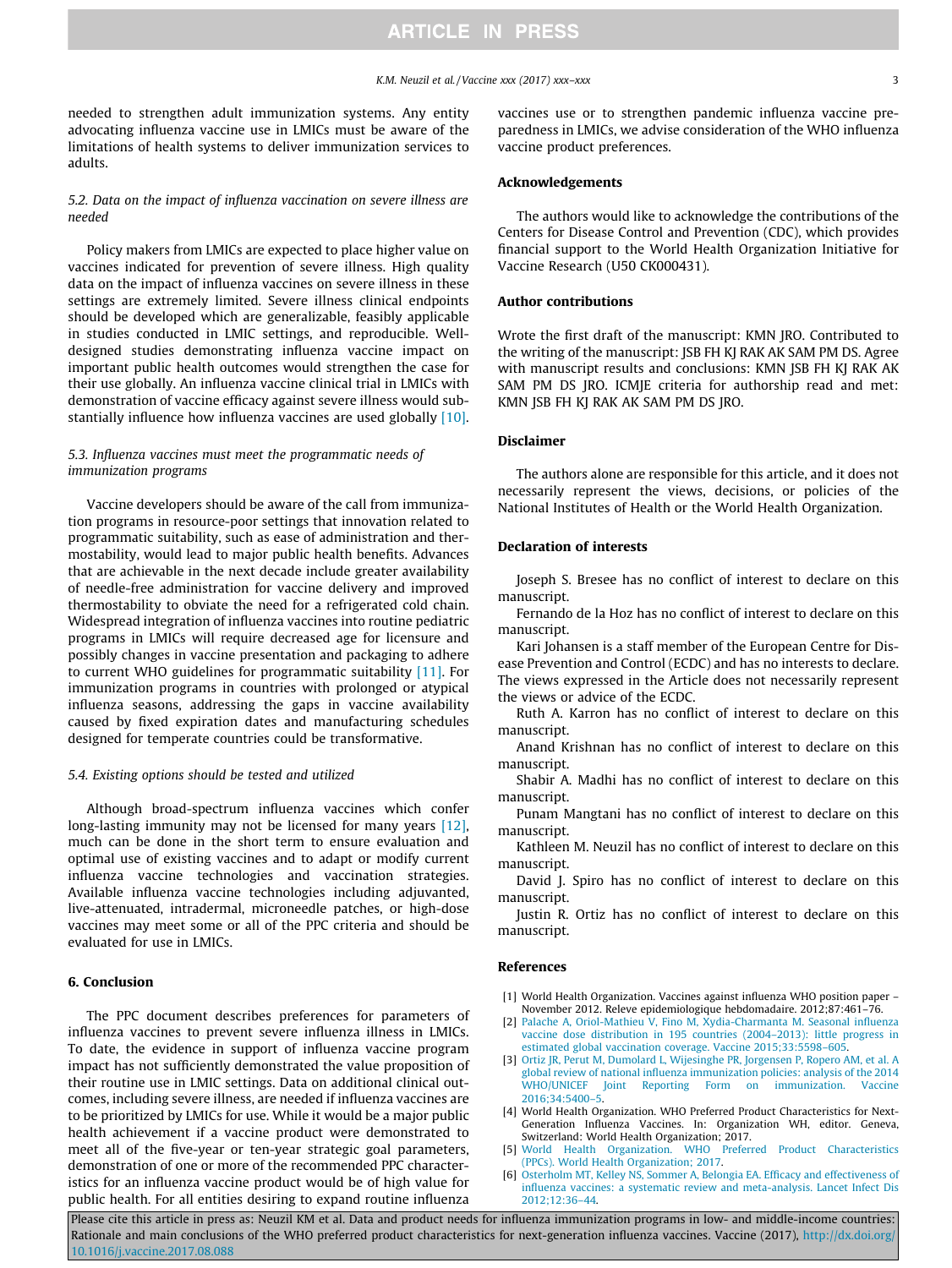needed to strengthen adult immunization systems. Any entity advocating influenza vaccine use in LMICs must be aware of the limitations of health systems to deliver immunization services to adults.

### *5.2. Data on the impact of influenza vaccination on severe illness are needed*

Policy makers from LMICs are expected to place higher value on vaccines indicated for prevention of severe illness. High quality data on the impact of influenza vaccines on severe illness in these settings are extremely limited. Severe illness clinical endpoints should be developed which are generalizable, feasibly applicable in studies conducted in LMIC settings, and reproducible. Well-designed studies demonstrating influenza vaccine impact on important public health outcomes would strengthen the case for their use globally. An influenza vaccine clinical trial in LMICs with demonstration of vaccine efficacy against severe illness would substantially influence how influenza vaccines are used globally [10].

### *5.3. Influenza vaccines must meet the programmatic needs of immunization programs*

Vaccine developers should be aware of the call from immunization programs in resource-poor settings that innovation related to programmatic suitability, such as ease of administration and thermostability, would lead to major public health benefits. Advances that are achievable in the next decade include greater availability of needle-free administration for vaccine delivery and improved thermostability to obviate the need for a refrigerated cold chain. Widespread integration of influenza vaccines into routine pediatric programs in LMICs will require decreased age for licensure and possibly changes in vaccine presentation and packaging to adhere to current WHO guidelines for programmatic suitability [11]. For immunization programs in countries with prolonged or atypical influenza seasons, addressing the gaps in vaccine availability caused by fixed expiration dates and manufacturing schedules designed for temperate countries could be transformative.

### *5.4. Existing options should be tested and utilized*

Although broad-spectrum influenza vaccines which confer long-lasting immunity may not be licensed for many years [12], much can be done in the short term to ensure evaluation and optimal use of existing vaccines and to adapt or modify current influenza vaccine technologies and vaccination strategies. Available influenza vaccine technologies including adjuvanted, live-attenuated, intradermal, microneedle patches, or high-dose vaccines may meet some or all of the PPC criteria and should be evaluated for use in LMICs.

## 6. Conclusion

The PPC document describes preferences for parameters of influenza vaccines to prevent severe influenza illness in LMICs. To date, the evidence in support of influenza vaccine program impact has not sufficiently demonstrated the value proposition of their routine use in LMIC settings. Data on additional clinical outcomes, including severe illness, are needed if influenza vaccines are to be prioritized by LMICs for use. While it would be a major public health achievement if a vaccine product were demonstrated to meet all of the five-year or ten-year strategic goal parameters, demonstration of one or more of the recommended PPC characteristics for an influenza vaccine product would be of high value for public health. For all entities desiring to expand routine influenza vaccines use or to strengthen pandemic influenza vaccine preparedness in LMICs, we advise consideration of the WHO influenza vaccine product preferences.

## Acknowledgements

The authors would like to acknowledge the contributions of the Centers for Disease Control and Prevention (CDC), which provides financial support to the World Health Organization Initiative for Vaccine Research (U50 CK000431).

## Author contributions

Wrote the first draft of the manuscript: KMN JRO. Contributed to the writing of the manuscript: JSB FH KJ RAK AK SAM PM DS. Agree with manuscript results and conclusions: KMN JSB FH KJ RAK AK SAM PM DS JRO. ICMJE criteria for authorship read and met: KMN JSB FH KJ RAK AK SAM PM DS JRO.

## Disclaimer

The authors alone are responsible for this article, and it does not necessarily represent the views, decisions, or policies of the National Institutes of Health or the World Health Organization.

## Declaration of interests

Joseph S. Bresee has no conflict of interest to declare on this manuscript.

Fernando de la Hoz has no conflict of interest to declare on this manuscript.

Kari Johansen is a staff member of the European Centre for Disease Prevention and Control (ECDC) and has no interests to declare. The views expressed in the Article does not necessarily represent the views or advice of the ECDC.

Ruth A. Karron has no conflict of interest to declare on this manuscript.

Anand Krishnan has no conflict of interest to declare on this manuscript.

Shabir A. Madhi has no conflict of interest to declare on this manuscript.

Punam Mangtani has no conflict of interest to declare on this manuscript.

Kathleen M. Neuzil has no conflict of interest to declare on this manuscript.

David J. Spiro has no conflict of interest to declare on this manuscript.

Justin R. Ortiz has no conflict of interest to declare on this manuscript.

## References

[1] World Health Organization. Vaccines against influenza WHO position paper – November 2012. Releve epidemiologique hebdomadaire. 2012;87:461–76.

[2] Palache A, Oriol-Mathieu V, Fino M, Xydia-Charmanta M. Seasonal influenza vaccine dose distribution in 195 countries (2004–2013): little progress in estimated global vaccination coverage. Vaccine 2015;33:5598–605.

[3] Ortiz JR, Perut M, Dumolard L, Wijesinghe PR, Jorgensen P, Ropero AM, et al. A global review of national influenza immunization policies: analysis of the 2014 WHO/UNICEF Joint Reporting Form on immunization. Vaccine 2016;34:5400–5.

[4] World Health Organization. WHO Preferred Product Characteristics for Next-Generation Influenza Vaccines. In: Organization WH, editor. Geneva, Switzerland: World Health Organization; 2017.

[5] World Health Organization. WHO Preferred Product Characteristics (PPCs). World Health Organization; 2017.

[6] Osterholm MT, Kelley NS, Sommer A, Belongia EA. Efficacy and effectiveness of influenza vaccines: a systematic review and meta-analysis. Lancet Infect Dis 2012;12:36–44.

Please cite this article in press as: Neuzil KM et al. Data and product needs for influenza immunization programs in low- and middle-income countries: Rationale and main conclusions of the WHO preferred product characteristics for next-generation influenza vaccines. Vaccine (2017), http://dx.doi.org/10.1016/j.vaccine.2017.08.088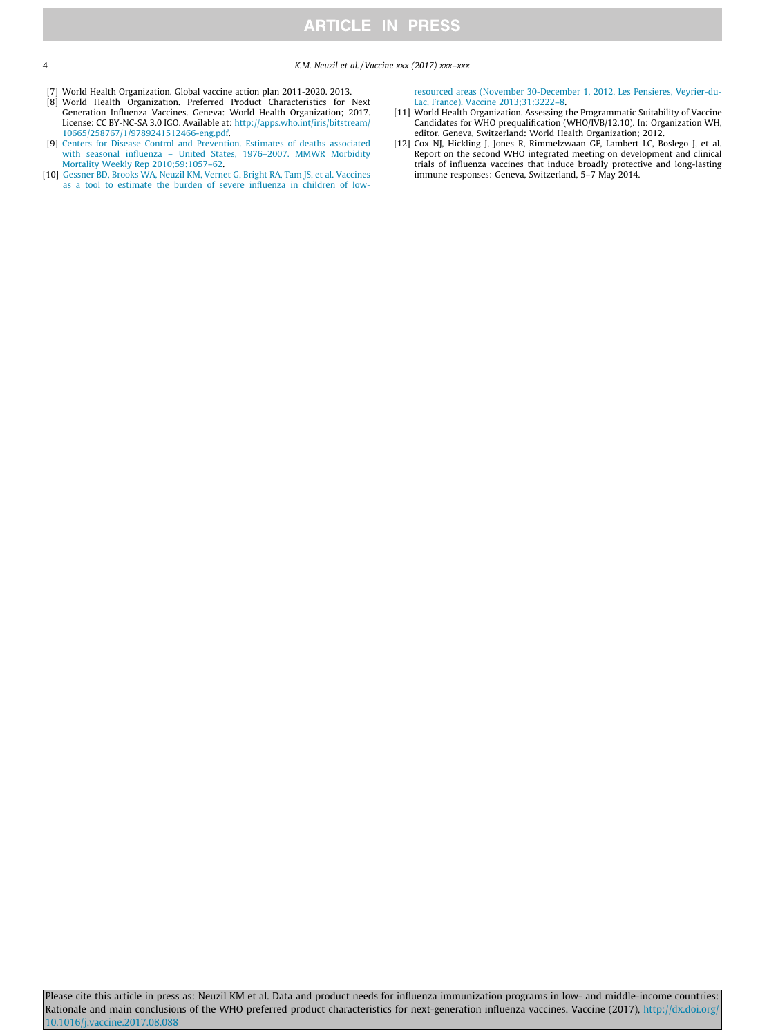[7] World Health Organization. Global vaccine action plan 2011-2020. 2013.

[8] World Health Organization. Preferred Product Characteristics for Next Generation Influenza Vaccines. Geneva: World Health Organization; 2017. License: CC BY-NC-SA 3.0 IGO. Available at: http://apps.who.int/iris/bitstream/10665/258767/1/9789241512466-eng.pdf.

[9] Centers for Disease Control and Prevention. Estimates of deaths associated with seasonal influenza – United States, 1976–2007. MMWR Morbidity Mortality Weekly Rep 2010;59:1057–62.

[10] Gessner BD, Brooks WA, Neuzil KM, Vernet G, Bright RA, Tam JS, et al. Vaccines as a tool to estimate the burden of severe influenza in children of low-resourced areas (November 30-December 1, 2012, Les Pensieres, Veyrier-du-Lac, France). Vaccine 2013;31:3222–8.

[11] World Health Organization. Assessing the Programmatic Suitability of Vaccine Candidates for WHO prequalification (WHO/IVB/12.10). In: Organization WH, editor. Geneva, Switzerland: World Health Organization; 2012.

[12] Cox NJ, Hickling J, Jones R, Rimmelzwaan GF, Lambert LC, Boslego J, et al. Report on the second WHO integrated meeting on development and clinical trials of influenza vaccines that induce broadly protective and long-lasting immune responses: Geneva, Switzerland, 5–7 May 2014.

Please cite this article in press as: Neuzil KM et al. Data and product needs for influenza immunization programs in low- and middle-income countries: Rationale and main conclusions of the WHO preferred product characteristics for next-generation influenza vaccines. Vaccine (2017), http://dx.doi.org/10.1016/j.vaccine.2017.08.088